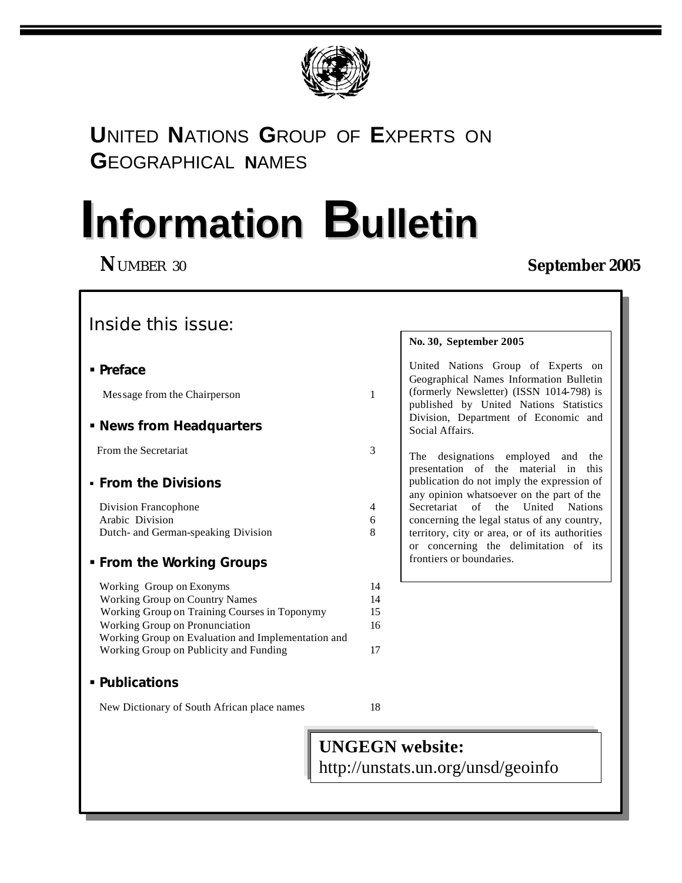# United Nations Group of Experts on Geographical Names

# Information Bulletin

**Number 30** **September 2005**

## Inside this issue:

- **Preface**

| | |
|---|---|
| Message from the Chairperson | 1 |

- **News from Headquarters**

| | |
|---|---|
| From the Secretariat | 3 |

- **From the Divisions**

| | |
|---|---|
| Division Francophone | 4 |
| Arabic Division | 6 |
| Dutch- and German-speaking Division | 8 |

- **From the Working Groups**

| | |
|---|---|
| Working Group on Exonyms | 14 |
| Working Group on Country Names | 14 |
| Working Group on Training Courses in Toponymy | 15 |
| Working Group on Pronunciation | 16 |
| Working Group on Evaluation and Implementation and Working Group on Publicity and Funding | 17 |

- **Publications**

| | |
|---|---|
| New Dictionary of South African place names | 18 |

**No. 30, September 2005**

United Nations Group of Experts on Geographical Names Information Bulletin (formerly Newsletter) (ISSN 1014-798) is published by United Nations Statistics Division, Department of Economic and Social Affairs.

The designations employed and the presentation of the material in this publication do not imply the expression of any opinion whatsoever on the part of the Secretariat of the United Nations concerning the legal status of any country, territory, city or area, or of its authorities or concerning the delimitation of its frontiers or boundaries.

**UNGEGN website:**
http://unstats.un.org/unsd/geoinfo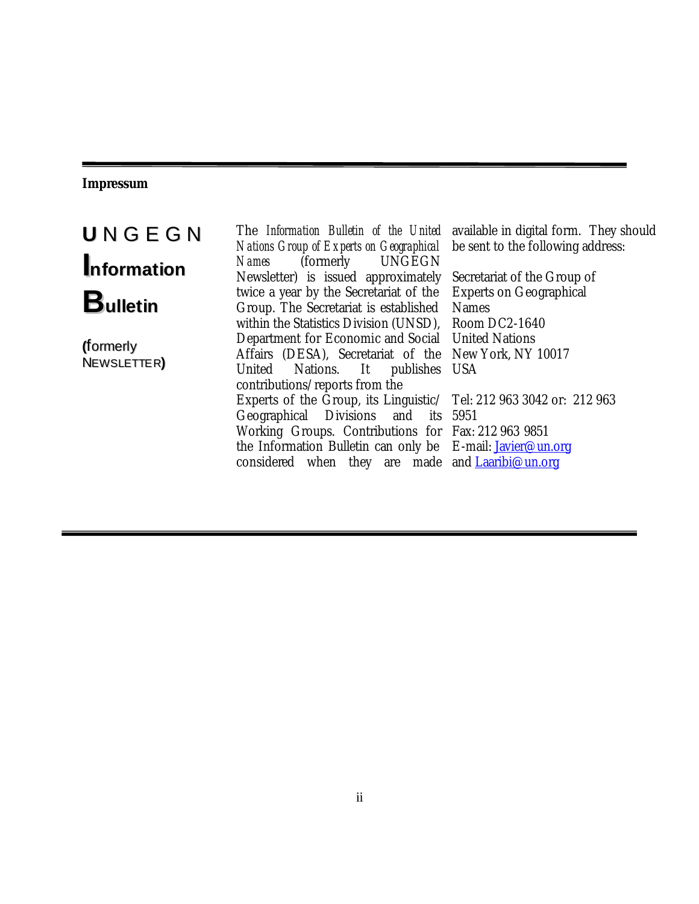**Impressum**

**U**NGEGN

**I**nformation

**B**ulletin

(formerly NEWSLETTER)

The *Information Bulletin of the United Nations Group of Experts on Geographical Names* (formerly UNGEGN Newsletter) is issued approximately twice a year by the Secretariat of the Group. The Secretariat is established within the Statistics Division (UNSD), Department for Economic and Social Affairs (DESA), Secretariat of the United Nations. It publishes contributions/reports from the Experts of the Group, its Linguistic/ Geographical Divisions and its Working Groups. Contributions for the Information Bulletin can only be considered when they are made available in digital form. They should be sent to the following address:

Secretariat of the Group of Experts on Geographical Names
Room DC2-1640
United Nations
New York, NY 10017
USA

Tel: 212 963 3042 or: 212 963 5951
Fax: 212 963 9851
E-mail: Javier@un.org and Laaribi@un.org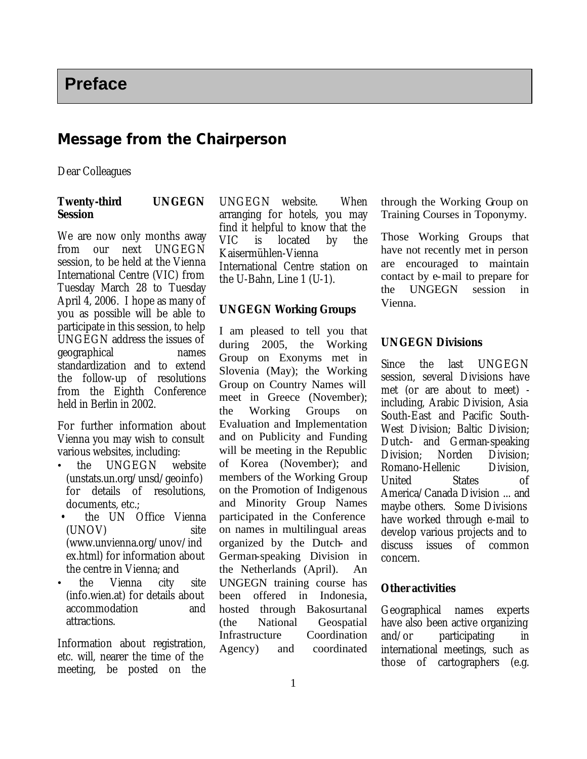# Preface

## Message from the Chairperson

Dear Colleagues

### Twenty-third UNGEGN Session

We are now only months away from our next UNGEGN session, to be held at the Vienna International Centre (VIC) from Tuesday March 28 to Tuesday April 4, 2006. I hope as many of you as possible will be able to participate in this session, to help UNGEGN address the issues of geographical names standardization and to extend the follow-up of resolutions from the Eighth Conference held in Berlin in 2002.

For further information about Vienna you may wish to consult various websites, including:

- the UNGEGN website (unstats.un.org/unsd/geoinfo) for details of resolutions, documents, etc.;
- the UN Office Vienna (UNOV) site (www.unvienna.org/unov/index.html) for information about the centre in Vienna; and
- the Vienna city site (info.wien.at) for details about accommodation and attractions.

Information about registration, etc. will, nearer the time of the meeting, be posted on the UNGEGN website. When arranging for hotels, you may find it helpful to know that the VIC is located by the Kaisermühlen-Vienna International Centre station on the U-Bahn, Line 1 (U-1).

### UNGEGN Working Groups

I am pleased to tell you that during 2005, the Working Group on Exonyms met in Slovenia (May); the Working Group on Country Names will meet in Greece (November); the Working Groups on Evaluation and Implementation and on Publicity and Funding will be meeting in the Republic of Korea (November); and members of the Working Group on the Promotion of Indigenous and Minority Group Names participated in the Conference on names in multilingual areas organized by the Dutch- and German-speaking Division in the Netherlands (April). An UNGEGN training course has been offered in Indonesia, hosted through Bakosurtanal (the National Geospatial Infrastructure Coordination Agency) and coordinated through the Working Group on Training Courses in Toponymy.

Those Working Groups that have not recently met in person are encouraged to maintain contact by e-mail to prepare for the UNGEGN session in Vienna.

### UNGEGN Divisions

Since the last UNGEGN session, several Divisions have met (or are about to meet) - including, Arabic Division, Asia South-East and Pacific South-West Division; Baltic Division; Dutch- and German-speaking Division; Norden Division; Romano-Hellenic Division, United States of America/Canada Division ... and maybe others. Some Divisions have worked through e-mail to develop various projects and to discuss issues of common concern.

### Other activities

Geographical names experts have also been active organizing and/or participating in international meetings, such as those of cartographers (e.g.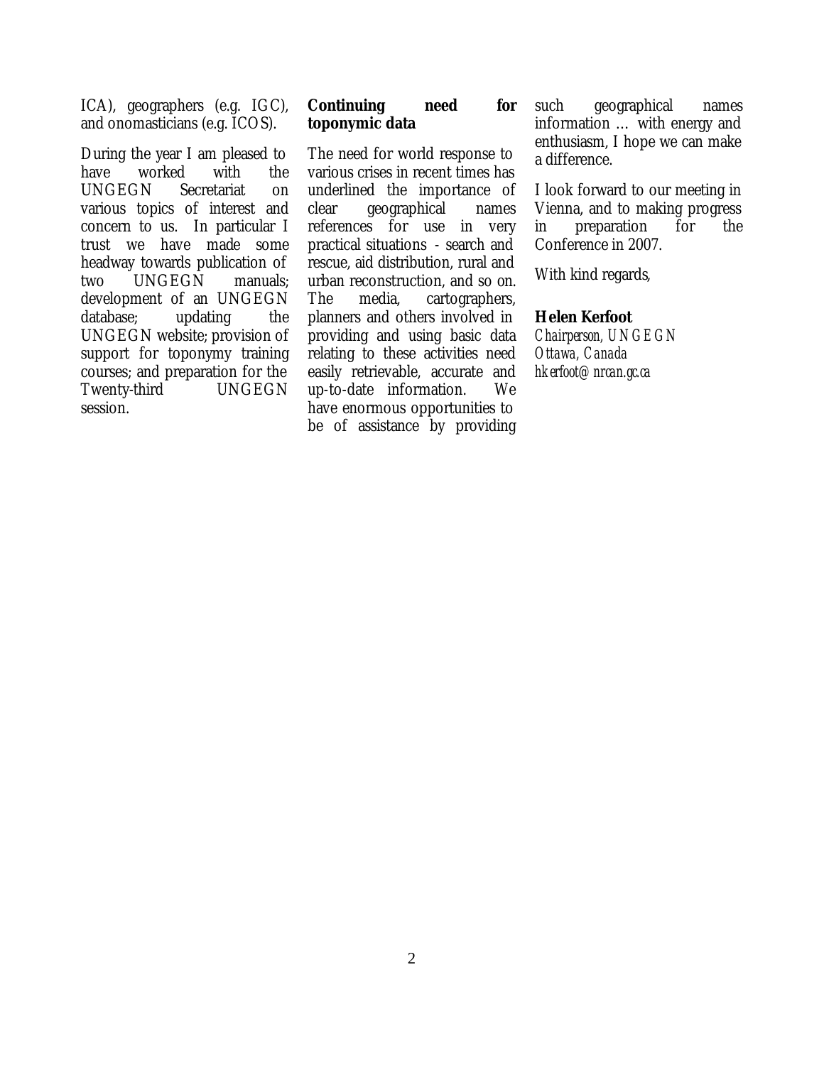ICA), geographers (e.g. IGC), and onomasticians (e.g. ICOS).

During the year I am pleased to have worked with the UNGEGN Secretariat on various topics of interest and concern to us. In particular I trust we have made some headway towards publication of two UNGEGN manuals; development of an UNGEGN database; updating the UNGEGN website; provision of support for toponymy training courses; and preparation for the Twenty-third UNGEGN session.

**Continuing need for toponymic data**

The need for world response to various crises in recent times has underlined the importance of clear geographical names references for use in very practical situations - search and rescue, aid distribution, rural and urban reconstruction, and so on. The media, cartographers, planners and others involved in providing and using basic data relating to these activities need easily retrievable, accurate and up-to-date information. We have enormous opportunities to be of assistance by providing such geographical names information … with energy and enthusiasm, I hope we can make a difference.

I look forward to our meeting in Vienna, and to making progress in preparation for the Conference in 2007.

With kind regards,

**Helen Kerfoot**
*Chairperson, UNGEGN*
*Ottawa, Canada*
*hkerfoot@nrcan.gc.ca*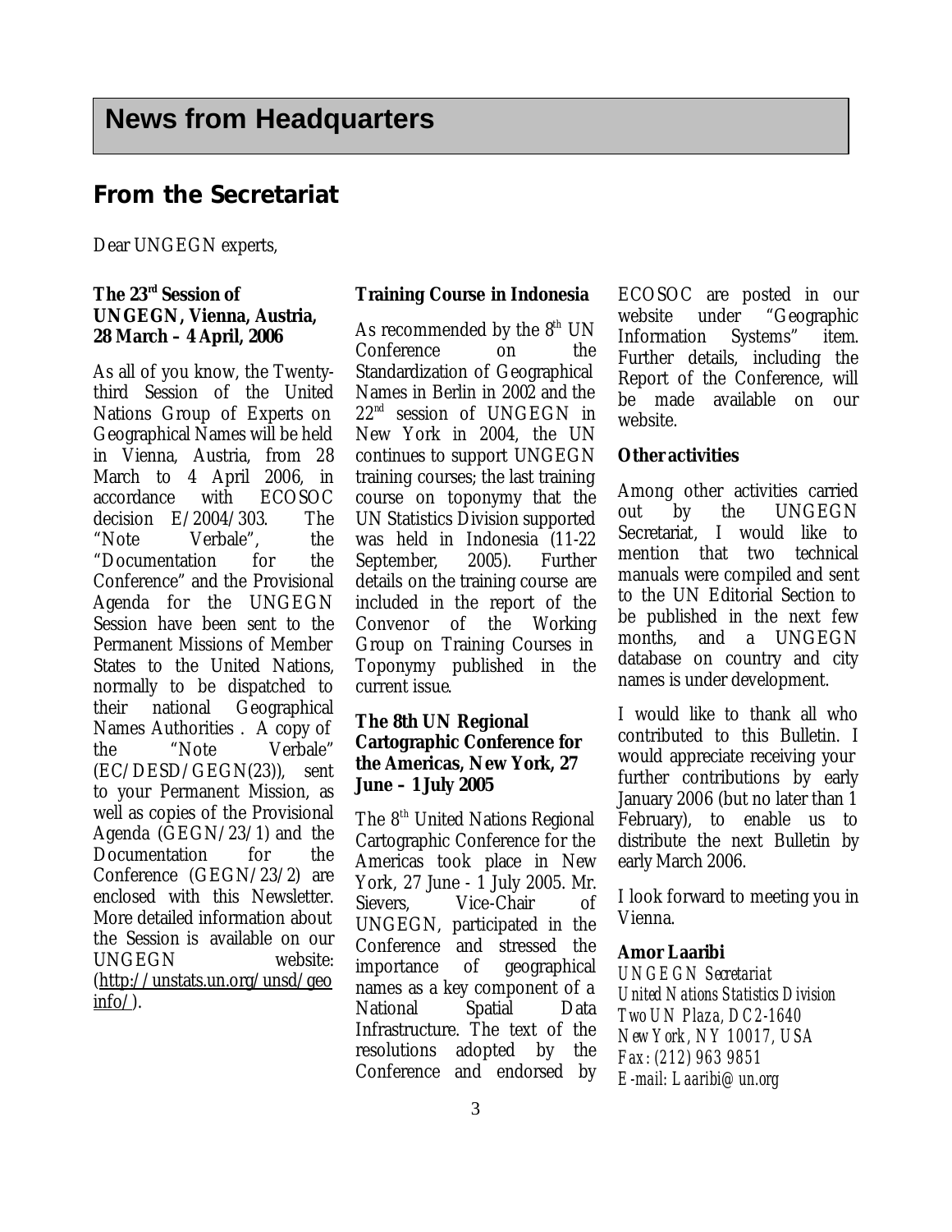# News from Headquarters

## From the Secretariat

Dear UNGEGN experts,

### The 23rd Session of UNGEGN, Vienna, Austria, 28 March – 4 April, 2006

As all of you know, the Twenty-third Session of the United Nations Group of Experts on Geographical Names will be held in Vienna, Austria, from 28 March to 4 April 2006, in accordance with ECOSOC decision E/2004/303. The "Note Verbale", the "Documentation for the Conference" and the Provisional Agenda for the UNGEGN Session have been sent to the Permanent Missions of Member States to the United Nations, normally to be dispatched to their national Geographical Names Authorities . A copy of the "Note Verbale" (EC/DESD/GEGN(23)), sent to your Permanent Mission, as well as copies of the Provisional Agenda (GEGN/23/1) and the Documentation for the Conference (GEGN/23/2) are enclosed with this Newsletter. More detailed information about the Session is available on our UNGEGN website: (http://unstats.un.org/unsd/geoinfo/).

### Training Course in Indonesia

As recommended by the 8th UN Conference on the Standardization of Geographical Names in Berlin in 2002 and the 22nd session of UNGEGN in New York in 2004, the UN continues to support UNGEGN training courses; the last training course on toponymy that the UN Statistics Division supported was held in Indonesia (11-22 September, 2005). Further details on the training course are included in the report of the Convenor of the Working Group on Training Courses in Toponymy published in the current issue.

### The 8th UN Regional Cartographic Conference for the Americas, New York, 27 June – 1 July 2005

The 8th United Nations Regional Cartographic Conference for the Americas took place in New York, 27 June - 1 July 2005. Mr. Sievers, Vice-Chair of UNGEGN, participated in the Conference and stressed the importance of geographical names as a key component of a National Spatial Data Infrastructure. The text of the resolutions adopted by the Conference and endorsed by ECOSOC are posted in our website under "Geographic Information Systems" item. Further details, including the Report of the Conference, will be made available on our website.

### Other activities

Among other activities carried out by the UNGEGN Secretariat, I would like to mention that two technical manuals were compiled and sent to the UN Editorial Section to be published in the next few months, and a UNGEGN database on country and city names is under development.

I would like to thank all who contributed to this Bulletin. I would appreciate receiving your further contributions by early January 2006 (but no later than 1 February), to enable us to distribute the next Bulletin by early March 2006.

I look forward to meeting you in Vienna.

**Amor Laaribi**
*UNGEGN Secretariat*
*United Nations Statistics Division*
*Two UN Plaza, DC2-1640*
*New York, NY 10017, USA*
*Fax: (212) 963 9851*
*E-mail: Laaribi@un.org*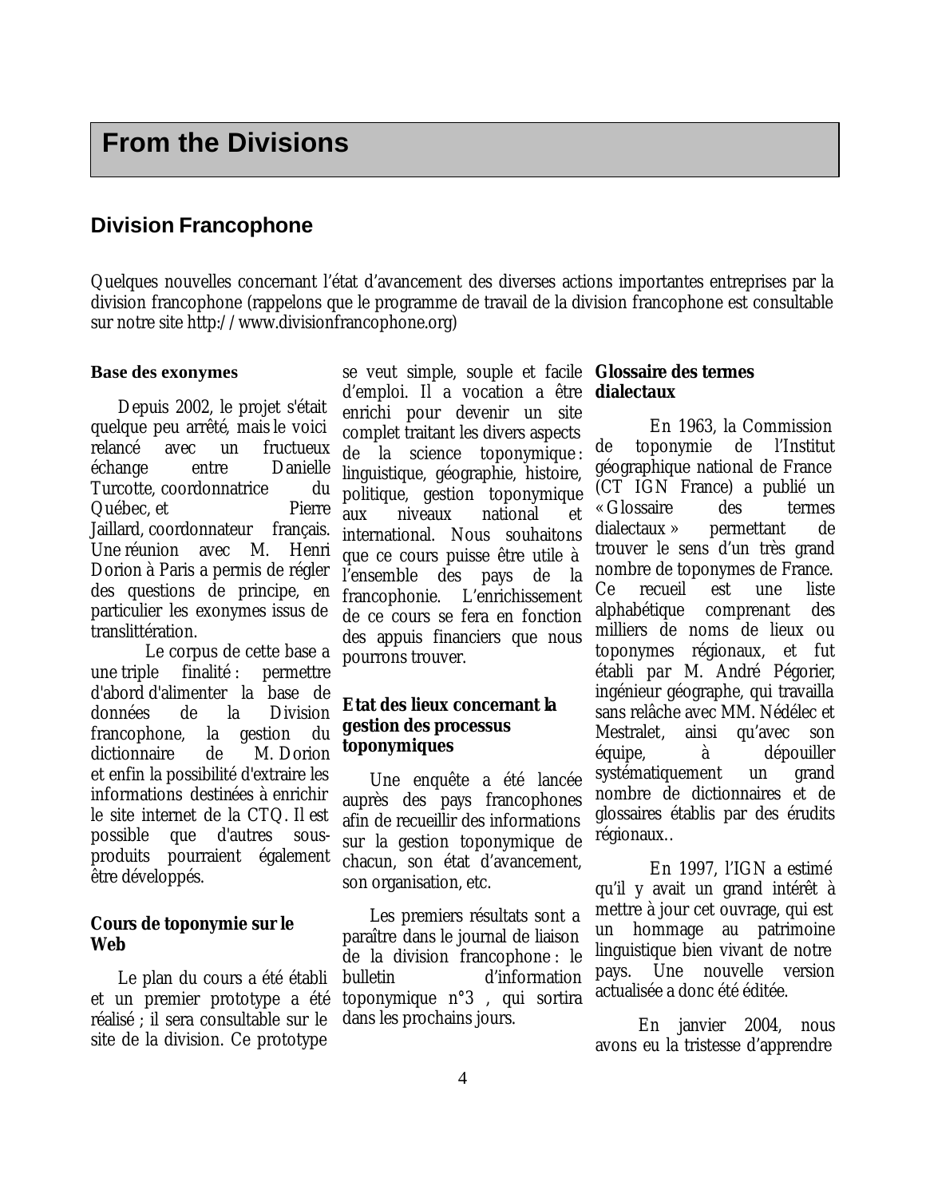# From the Divisions

## Division Francophone

Quelques nouvelles concernant l'état d'avancement des diverses actions importantes entreprises par la division francophone (rappelons que le programme de travail de la division francophone est consultable sur notre site http://www.divisionfrancophone.org)

### Base des exonymes

Depuis 2002, le projet s'était quelque peu arrêté, mais le voici relancé avec un fructueux échange entre Danielle Turcotte, coordonnatrice du Québec, et Pierre Jaillard, coordonnateur français. Une réunion avec M. Henri Dorion à Paris a permis de régler des questions de principe, en particulier les exonymes issus de translittération.

Le corpus de cette base a une triple finalité : permettre d'abord d'alimenter la base de données de la Division francophone, la gestion du dictionnaire de M. Dorion et enfin la possibilité d'extraire les informations destinées à enrichir le site internet de la CTQ. Il est possible que d'autres sous-produits pourraient également être développés.

### Cours de toponymie sur le Web

Le plan du cours a été établi et un premier prototype a été réalisé ; il sera consultable sur le site de la division. Ce prototype se veut simple, souple et facile d'emploi. Il a vocation à être enrichi pour devenir un site complet traitant les divers aspects de la science toponymique : linguistique, géographie, histoire, politique, gestion toponymique aux niveaux national et international. Nous souhaitons que ce cours puisse être utile à l'ensemble des pays de la francophonie. L'enrichissement de ce cours se fera en fonction des appuis financiers que nous pourrons trouver.

### Etat des lieux concernant la gestion des processus toponymiques

Une enquête a été lancée auprès des pays francophones afin de recueillir des informations sur la gestion toponymique de chacun, son état d'avancement, son organisation, etc.

Les premiers résultats sont a paraître dans le journal de liaison de la division francophone : le bulletin d'information toponymique n°3 , qui sortira dans les prochains jours.

### Glossaire des termes dialectaux

En 1963, la Commission de toponymie de l'Institut géographique national de France (CT IGN France) a publié un « Glossaire des termes dialectaux » permettant de trouver le sens d'un très grand nombre de toponymes de France. Ce recueil est une liste alphabétique comprenant des milliers de noms de lieux ou toponymes régionaux, et fut établi par M. André Pégorier, ingénieur géographe, qui travailla sans relâche avec MM. Nédélec et Mestralet, ainsi qu'avec son équipe, à dépouiller systématiquement un grand nombre de dictionnaires et de glossaires établis par des érudits régionaux..

En 1997, l'IGN a estimé qu'il y avait un grand intérêt à mettre à jour cet ouvrage, qui est un hommage au patrimoine linguistique bien vivant de notre pays. Une nouvelle version actualisée a donc été éditée.

En janvier 2004, nous avons eu la tristesse d'apprendre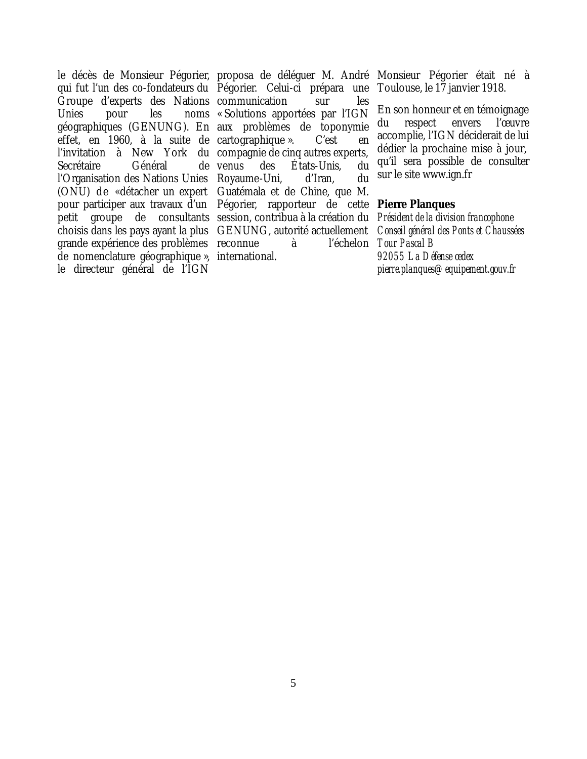le décès de Monsieur Pégorier, qui fut l'un des co-fondateurs du Groupe d'experts des Nations Unies pour les noms géographiques (GENUNG). En effet, en 1960, à la suite de l'invitation à New York du Secrétaire Général de l'Organisation des Nations Unies (ONU) de «détacher un expert pour participer aux travaux d'un petit groupe de consultants choisis dans les pays ayant la plus grande expérience des problèmes de nomenclature géographique », le directeur général de l'IGN proposa de déléguer M. André Pégorier. Celui-ci prépara une communication sur les « Solutions apportées par l'IGN aux problèmes de toponymie cartographique ». C'est en compagnie de cinq autres experts, venus des États-Unis, du Royaume-Uni, d'Iran, du Guatémala et de Chine, que M. Pégorier, rapporteur de cette session, contribua à la création du GENUNG, autorité actuellement reconnue à l'échelon international.

Monsieur Pégorier était né à Toulouse, le 17 janvier 1918.

En son honneur et en témoignage du respect envers l'œuvre accomplie, l'IGN déciderait de lui dédier la prochaine mise à jour, qu'il sera possible de consulter sur le site www.ign.fr

**Pierre Planques**
*Président de la division francophone*
*Conseil général des Ponts et Chaussées*
*Tour Pascal B*
*92055 La Défense cedex*
*pierre.planques@equipement.gouv.fr*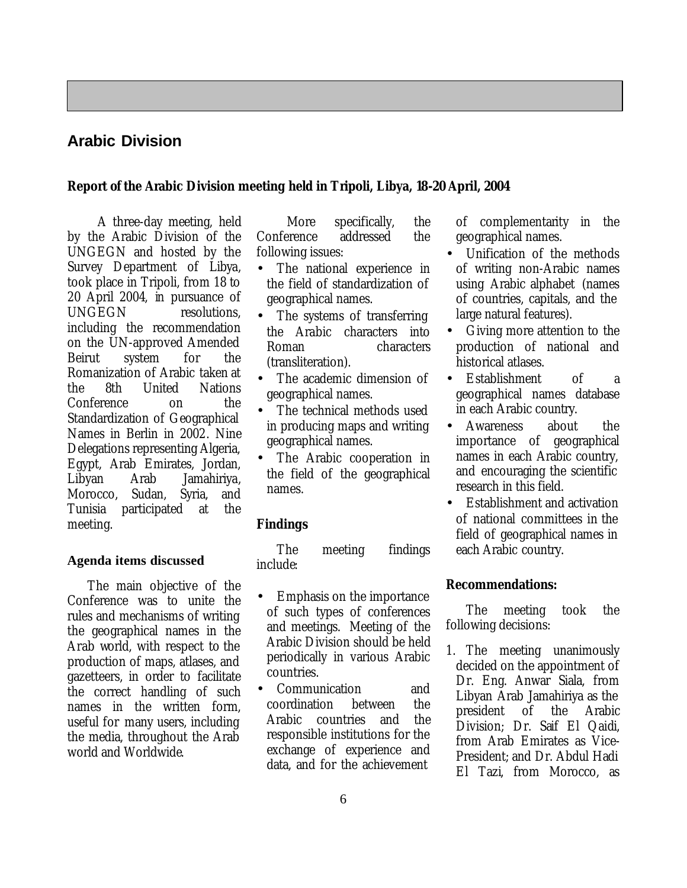## Arabic Division

**Report of the Arabic Division meeting held in Tripoli, Libya, 18-20 April, 2004**

A three-day meeting, held by the Arabic Division of the UNGEGN and hosted by the Survey Department of Libya, took place in Tripoli, from 18 to 20 April 2004, in pursuance of UNGEGN resolutions, including the recommendation on the UN-approved Amended Beirut system for the Romanization of Arabic taken at the 8th United Nations Conference on the Standardization of Geographical Names in Berlin in 2002. Nine Delegations representing Algeria, Egypt, Arab Emirates, Jordan, Libyan Arab Jamahiriya, Morocco, Sudan, Syria, and Tunisia participated at the meeting.

**Agenda items discussed**

The main objective of the Conference was to unite the rules and mechanisms of writing the geographical names in the Arab world, with respect to the production of maps, atlases, and gazetteers, in order to facilitate the correct handling of such names in the written form, useful for many users, including the media, throughout the Arab world and Worldwide.

More specifically, the Conference addressed the following issues:

- The national experience in the field of standardization of geographical names.
- The systems of transferring the Arabic characters into Roman characters (transliteration).
- The academic dimension of geographical names.
- The technical methods used in producing maps and writing geographical names.
- The Arabic cooperation in the field of the geographical names.

**Findings**

The meeting findings include:

- Emphasis on the importance of such types of conferences and meetings. Meeting of the Arabic Division should be held periodically in various Arabic countries.
- Communication and coordination between the Arabic countries and the responsible institutions for the exchange of experience and data, and for the achievement of complementarity in the geographical names.
- Unification of the methods of writing non-Arabic names using Arabic alphabet (names of countries, capitals, and the large natural features).
- Giving more attention to the production of national and historical atlases.
- Establishment of a geographical names database in each Arabic country.
- Awareness about the importance of geographical names in each Arabic country, and encouraging the scientific research in this field.
- Establishment and activation of national committees in the field of geographical names in each Arabic country.

**Recommendations:**

The meeting took the following decisions:

1. The meeting unanimously decided on the appointment of Dr. Eng. Anwar Siala, from Libyan Arab Jamahiriya as the president of the Arabic Division; Dr. Saif El Qaidi, from Arab Emirates as Vice-President; and Dr. Abdul Hadi El Tazi, from Morocco, as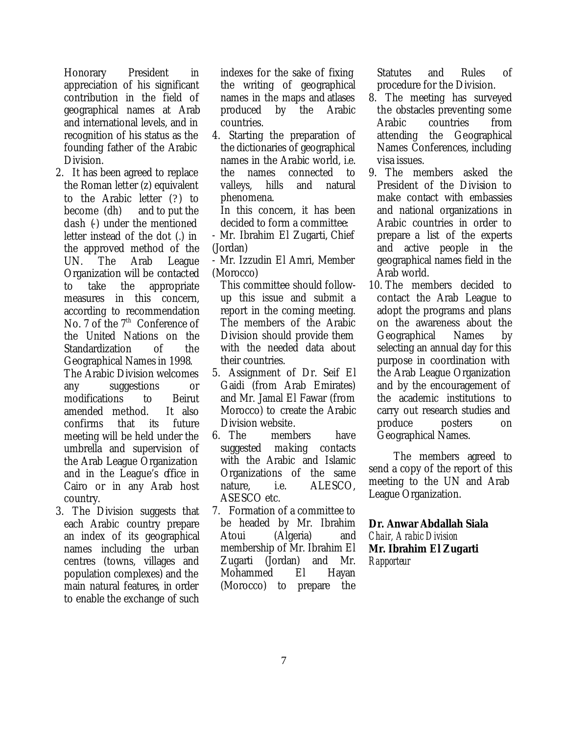Honorary President in appreciation of his significant contribution in the field of geographical names at Arab and international levels, and in recognition of his status as the founding father of the Arabic Division.

2. It has been agreed to replace the Roman letter (z) equivalent to the Arabic letter (?) to become (dh) and to put the dash (-) under the mentioned letter instead of the dot (.) in the approved method of the UN. The Arab League Organization will be contacted to take the appropriate measures in this concern, according to recommendation No. 7 of the 7th Conference of the United Nations on the Standardization of the Geographical Names in 1998.

   The Arabic Division welcomes any suggestions or modifications to Beirut amended method. It also confirms that its future meeting will be held under the umbrella and supervision of the Arab League Organization and in the League's office in Cairo or in any Arab host country.

3. The Division suggests that each Arabic country prepare an index of its geographical names including the urban centres (towns, villages and population complexes) and the main natural features, in order to enable the exchange of such indexes for the sake of fixing the writing of geographical names in the maps and atlases produced by the Arabic countries.

4. Starting the preparation of the dictionaries of geographical names in the Arabic world, i.e. the names connected to valleys, hills and natural phenomena.

   In this concern, it has been decided to form a committee:

   - Mr. Ibrahim El Zugarti, Chief (Jordan)
   - Mr. Izzudin El Amri, Member (Morocco)

   This committee should follow-up this issue and submit a report in the coming meeting. The members of the Arabic Division should provide them with the needed data about their countries.

5. Assignment of Dr. Seif El Gaidi (from Arab Emirates) and Mr. Jamal El Fawar (from Morocco) to create the Arabic Division website.

6. The members have suggested making contacts with the Arabic and Islamic Organizations of the same nature, i.e. ALESCO, ASESCO etc.

7. Formation of a committee to be headed by Mr. Ibrahim Atoui (Algeria) and membership of Mr. Ibrahim El Zugarti (Jordan) and Mr. Mohammed El Hayan (Morocco) to prepare the Statutes and Rules of procedure for the Division.

8. The meeting has surveyed the obstacles preventing some Arabic countries from attending the Geographical Names Conferences, including visa issues.

9. The members asked the President of the Division to make contact with embassies and national organizations in Arabic countries in order to prepare a list of the experts and active people in the geographical names field in the Arab world.

10. The members decided to contact the Arab League to adopt the programs and plans on the awareness about the Geographical Names by selecting an annual day for this purpose in coordination with the Arab League Organization and by the encouragement of the academic institutions to carry out research studies and produce posters on Geographical Names.

The members agreed to send a copy of the report of this meeting to the UN and Arab League Organization.

**Dr. Anwar Abdallah Siala**
*Chair, Arabic Division*
**Mr. Ibrahim El Zugarti**
*Rapporteur*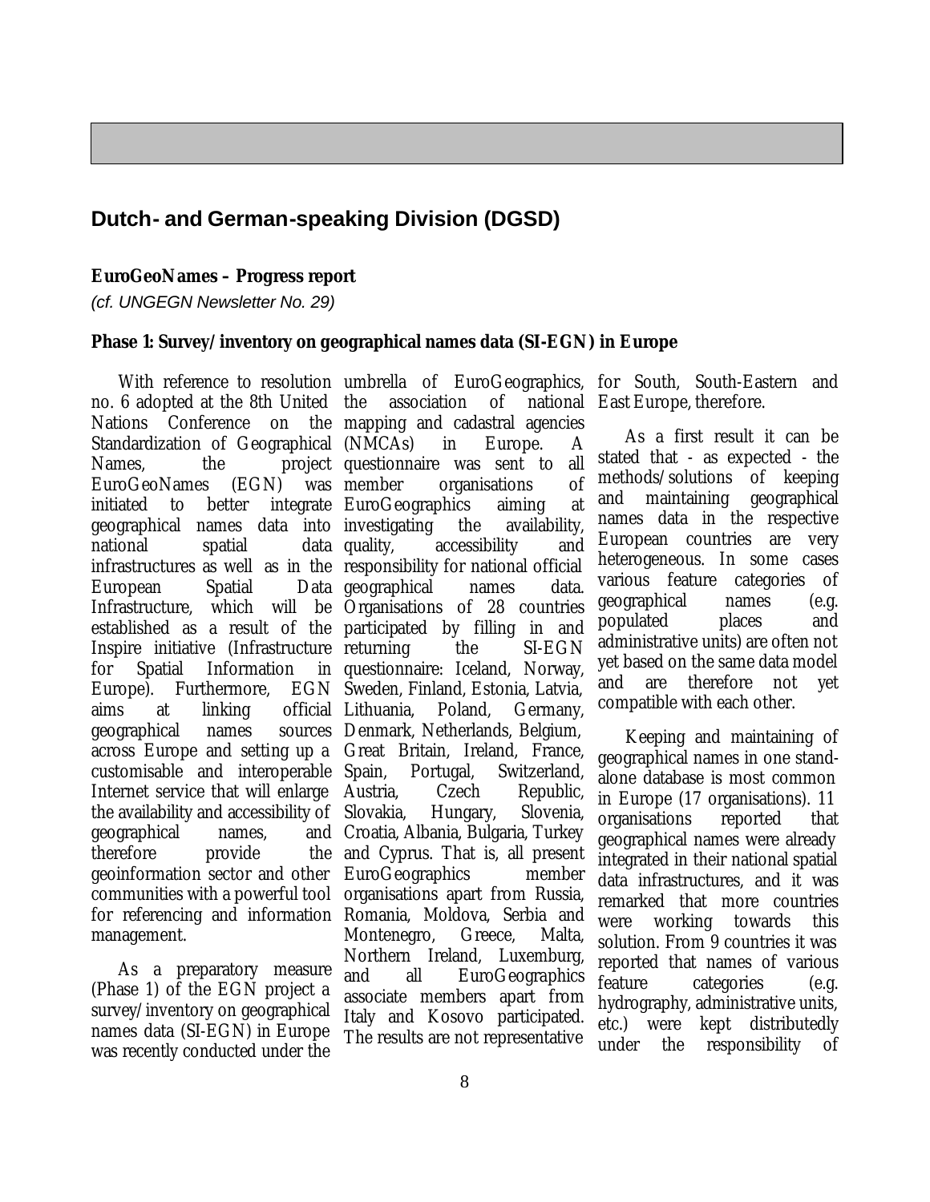## Dutch- and German-speaking Division (DGSD)

**EuroGeoNames – Progress report**

*(cf. UNGEGN Newsletter No. 29)*

**Phase 1: Survey/inventory on geographical names data (SI-EGN) in Europe**

With reference to resolution no. 6 adopted at the 8th United Nations Conference on the Standardization of Geographical Names, the project EuroGeoNames (EGN) was initiated to better integrate geographical names data into national spatial data infrastructures as well as in the European Spatial Data Infrastructure, which will be established as a result of the Inspire initiative (Infrastructure for Spatial Information in Europe). Furthermore, EGN aims at linking official geographical names sources across Europe and setting up a customisable and interoperable Internet service that will enlarge the availability and accessibility of geographical names, and therefore provide the geoinformation sector and other communities with a powerful tool for referencing and information management.

As a preparatory measure (Phase 1) of the EGN project a survey/inventory on geographical names data (SI-EGN) in Europe was recently conducted under the umbrella of EuroGeographics, the association of national mapping and cadastral agencies (NMCAs) in Europe. A questionnaire was sent to all member organisations of EuroGeographics aiming at investigating the availability, quality, accessibility and responsibility for national official geographical names data. Organisations of 28 countries participated by filling in and returning the SI-EGN questionnaire: Iceland, Norway, Sweden, Finland, Estonia, Latvia, Lithuania, Poland, Germany, Denmark, Netherlands, Belgium, Great Britain, Ireland, France, Spain, Portugal, Switzerland, Austria, Czech Republic, Slovakia, Hungary, Slovenia, Croatia, Albania, Bulgaria, Turkey and Cyprus. That is, all present EuroGeographics member organisations apart from Russia, Romania, Moldova, Serbia and Montenegro, Greece, Malta, Northern Ireland, Luxemburg, and all EuroGeographics associate members apart from Italy and Kosovo participated. The results are not representative for South, South-Eastern and East Europe, therefore.

As a first result it can be stated that - as expected - the methods/solutions of keeping and maintaining geographical names data in the respective European countries are very heterogeneous. In some cases various feature categories of geographical names (e.g. populated places and administrative units) are often not yet based on the same data model and are therefore not yet compatible with each other.

Keeping and maintaining of geographical names in one stand-alone database is most common in Europe (17 organisations). 11 organisations reported that geographical names were already integrated in their national spatial data infrastructures, and it was remarked that more countries were working towards this solution. From 9 countries it was reported that names of various feature categories (e.g. hydrography, administrative units, etc.) were kept distributedly under the responsibility of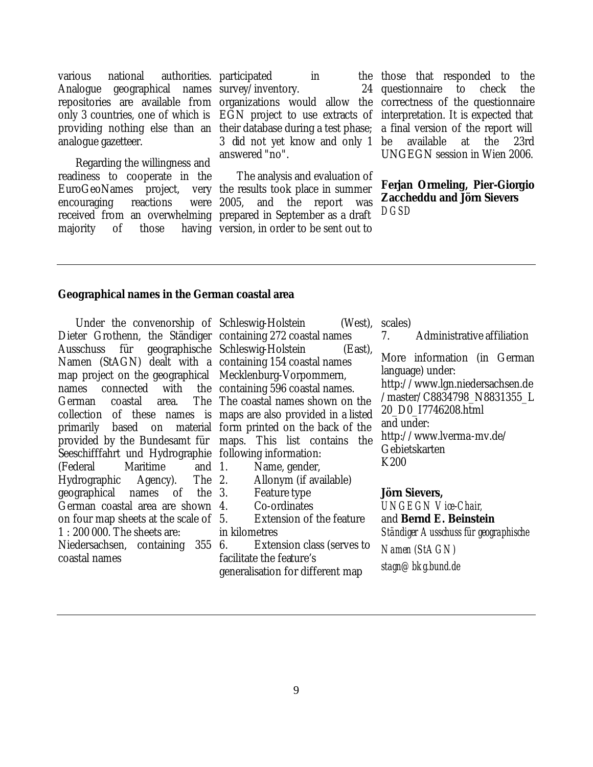various national authorities. Analogue geographical names repositories are available from only 3 countries, one of which is providing nothing else than an analogue gazetteer.

Regarding the willingness and readiness to cooperate in the EuroGeoNames project, very encouraging reactions were received from an overwhelming majority of those having participated in the survey/inventory. 24 organizations would allow the EGN project to use extracts of their database during a test phase; 3 did not yet know and only 1 answered "no".

The analysis and evaluation of the results took place in summer 2005, and the report was prepared in September as a draft version, in order to be sent out to those that responded to the questionnaire to check the correctness of the questionnaire interpretation. It is expected that a final version of the report will be available at the 23rd UNGEGN session in Wien 2006.

**Ferjan Ormeling, Pier-Giorgio Zaccheddu and Jörn Sievers**
*DGSD*

---

## Geographical names in the German coastal area

Under the convenorship of Dieter Grothenn, the Ständiger Ausschuss für geographische Namen (StAGN) dealt with a map project on the geographical names connected with the German coastal area. The collection of these names is primarily based on material provided by the Bundesamt für Seeschifffahrt und Hydrographie (Federal Maritime and Hydrographic Agency). The geographical names of the German coastal area are shown on four map sheets at the scale of 1 : 200 000. The sheets are:

Niedersachsen, containing 355 coastal names
Schleswig-Holstein (West), containing 272 coastal names
Schleswig-Holstein (East), containing 154 coastal names
Mecklenburg-Vorpommern, containing 596 coastal names.

The coastal names shown on the maps are also provided in a listed form printed on the back of the maps. This list contains the following information:

1. Name, gender,
2. Allonym (if available)
3. Feature type
4. Co-ordinates
5. Extension of the feature in kilometres
6. Extension class (serves to facilitate the feature's generalisation for different map scales)
7. Administrative affiliation

More information (in German language) under:
http://www.lgn.niedersachsen.de/master/C8834798_N8831355_L20_D0_I7746208.html
and under:
http://www.lverma-mv.de/Gebietskarten
K200

**Jörn Sievers,**
*UNGEGN Vice-Chair,*
and **Bernd E. Beinstein**
*Ständiger Ausschuss für geographische Namen (StAGN)*
*stagn@bkg.bund.de*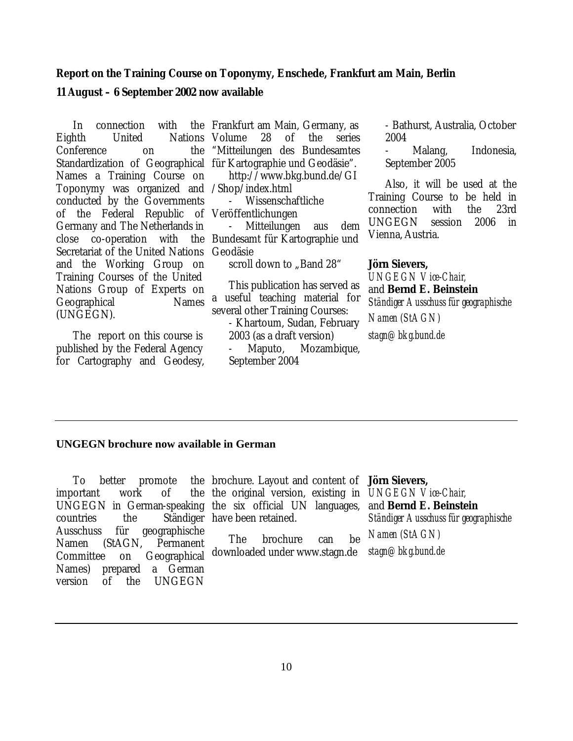## Report on the Training Course on Toponymy, Enschede, Frankfurt am Main, Berlin

## 11 August – 6 September 2002 now available

In connection with the Eighth United Nations Conference on the Standardization of Geographical Names a Training Course on Toponymy was organized and conducted by the Governments of the Federal Republic of Germany and The Netherlands in close co-operation with the Secretariat of the United Nations and the Working Group on Training Courses of the United Nations Group of Experts on Geographical Names (UNGEGN).

The report on this course is published by the Federal Agency for Cartography and Geodesy, Frankfurt am Main, Germany, as Volume 28 of the series "Mitteilungen des Bundesamtes für Kartographie und Geodäsie".

http://www.bkg.bund.de/GI/Shop/index.html

- Wissenschaftliche Veröffentlichungen
- Mitteilungen aus dem Bundesamt für Kartographie und Geodäsie

scroll down to „Band 28"

This publication has served as a useful teaching material for several other Training Courses:

- Khartoum, Sudan, February 2003 (as a draft version)
- Maputo, Mozambique, September 2004
- Bathurst, Australia, October 2004
- Malang, Indonesia, September 2005

Also, it will be used at the Training Course to be held in connection with the 23rd UNGEGN session 2006 in Vienna, Austria.

**Jörn Sievers,**
*UNGEGN Vice-Chair,*
and **Bernd E. Beinstein**
*Ständiger Ausschuss für geographische Namen (StAGN)*
*stagn@bkg.bund.de*

---

## UNGEGN brochure now available in German

To better promote the important work of the UNGEGN in German-speaking countries the Ständiger Ausschuss für geographische Namen (StAGN, Permanent Committee on Geographical Names) prepared a German version of the UNGEGN brochure. Layout and content of the original version, existing in the six official UN languages, have been retained.

The brochure can be downloaded under www.stagn.de

**Jörn Sievers,**
*UNGEGN Vice-Chair,*
and **Bernd E. Beinstein**
*Ständiger Ausschuss für geographische Namen (StAGN)*
*stagn@bkg.bund.de*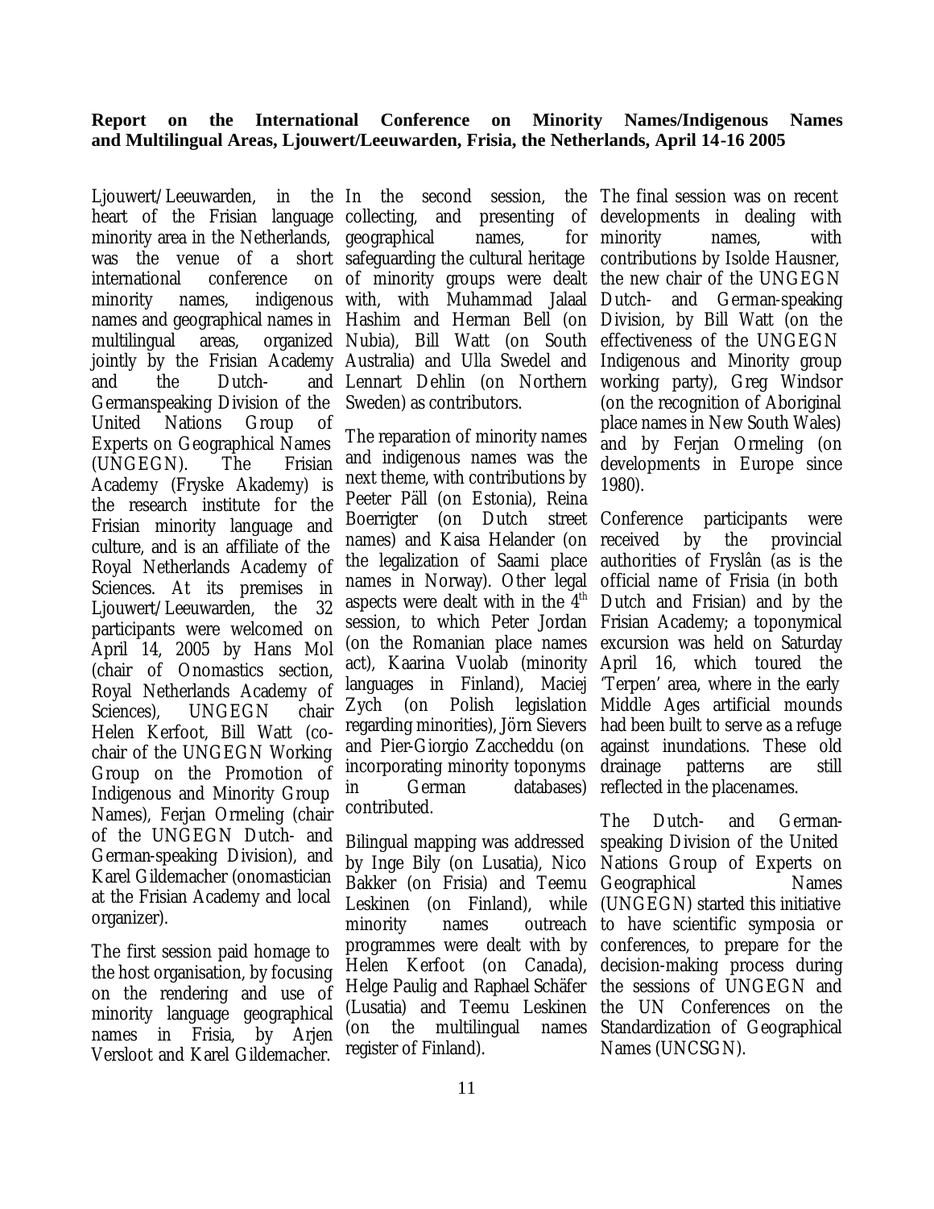**Report on the International Conference on Minority Names/Indigenous Names and Multilingual Areas, Ljouwert/Leeuwarden, Frisia, the Netherlands, April 14-16 2005**

Ljouwert/Leeuwarden, in the heart of the Frisian language minority area in the Netherlands, was the venue of a short international conference on minority names, indigenous names and geographical names in multilingual areas, organized jointly by the Frisian Academy and the Dutch- and Germanspeaking Division of the United Nations Group of Experts on Geographical Names (UNGEGN). The Frisian Academy (Fryske Akademy) is the research institute for the Frisian minority language and culture, and is an affiliate of the Royal Netherlands Academy of Sciences. At its premises in Ljouwert/Leeuwarden, the 32 participants were welcomed on April 14, 2005 by Hans Mol (chair of Onomastics section, Royal Netherlands Academy of Sciences), UNGEGN chair Helen Kerfoot, Bill Watt (co-chair of the UNGEGN Working Group on the Promotion of Indigenous and Minority Group Names), Ferjan Ormeling (chair of the UNGEGN Dutch- and German-speaking Division), and Karel Gildemacher (onomastician at the Frisian Academy and local organizer).

The first session paid homage to the host organisation, by focusing on the rendering and use of minority language geographical names in Frisia, by Arjen Versloot and Karel Gildemacher.

In the second session, the collecting, and presenting of geographical names, for safeguarding the cultural heritage of minority groups were dealt with, with Muhammad Jalaal Hashim and Herman Bell (on Nubia), Bill Watt (on South Australia) and Ulla Swedel and Lennart Dehlin (on Northern Sweden) as contributors.

The reparation of minority names and indigenous names was the next theme, with contributions by Peeter Päll (on Estonia), Reina Boerrigter (on Dutch street names) and Kaisa Helander (on the legalization of Saami place names in Norway). Other legal aspects were dealt with in the 4th session, to which Peter Jordan (on the Romanian place names act), Kaarina Vuolab (minority languages in Finland), Maciej Zych (on Polish legislation regarding minorities), Jörn Sievers and Pier-Giorgio Zaccheddu (on incorporating minority toponyms in German databases) contributed.

Bilingual mapping was addressed by Inge Bily (on Lusatia), Nico Bakker (on Frisia) and Teemu Leskinen (on Finland), while minority names outreach programmes were dealt with by Helen Kerfoot (on Canada), Helge Paulig and Raphael Schäfer (Lusatia) and Teemu Leskinen (on the multilingual names register of Finland).

The final session was on recent developments in dealing with minority names, with contributions by Isolde Hausner, the new chair of the UNGEGN Dutch- and German-speaking Division, by Bill Watt (on the effectiveness of the UNGEGN Indigenous and Minority group working party), Greg Windsor (on the recognition of Aboriginal place names in New South Wales) and by Ferjan Ormeling (on developments in Europe since 1980).

Conference participants were received by the provincial authorities of Fryslân (as is the official name of Frisia (in both Dutch and Frisian) and by the Frisian Academy; a toponymical excursion was held on Saturday April 16, which toured the 'Terpen' area, where in the early Middle Ages artificial mounds had been built to serve as a refuge against inundations. These old drainage patterns are still reflected in the placenames.

The Dutch- and German-speaking Division of the United Nations Group of Experts on Geographical Names (UNGEGN) started this initiative to have scientific symposia or conferences, to prepare for the decision-making process during the sessions of UNGEGN and the UN Conferences on the Standardization of Geographical Names (UNCSGN).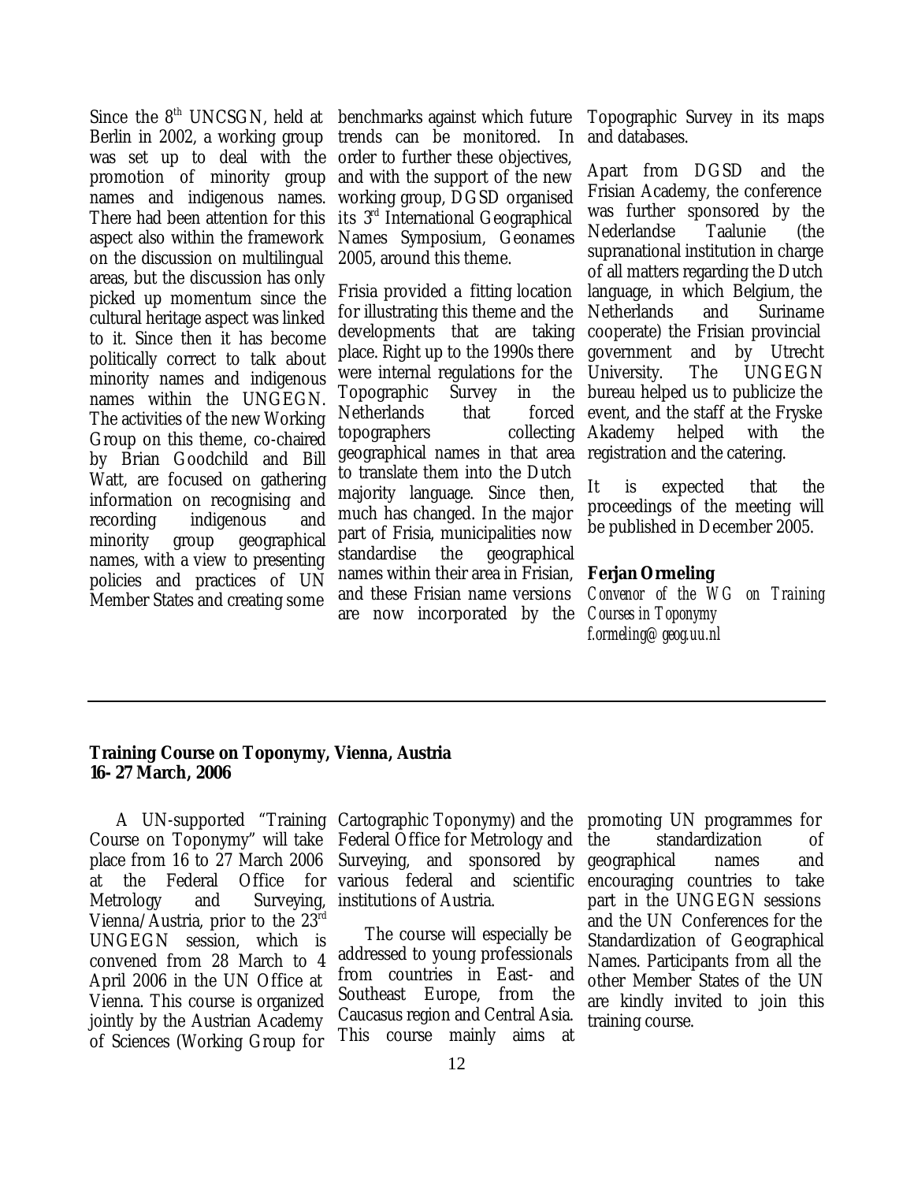Since the 8th UNCSGN, held at Berlin in 2002, a working group was set up to deal with the promotion of minority group names and indigenous names. There had been attention for this aspect also within the framework on the discussion on multilingual areas, but the discussion has only picked up momentum since the cultural heritage aspect was linked to it. Since then it has become politically correct to talk about minority names and indigenous names within the UNGEGN. The activities of the new Working Group on this theme, co-chaired by Brian Goodchild and Bill Watt, are focused on gathering information on recognising and recording indigenous and minority group geographical names, with a view to presenting policies and practices of UN Member States and creating some benchmarks against which future trends can be monitored. In order to further these objectives, and with the support of the new working group, DGSD organised its 3rd International Geographical Names Symposium, Geonames 2005, around this theme.

Frisia provided a fitting location for illustrating this theme and the developments that are taking place. Right up to the 1990s there were internal regulations for the Topographic Survey in the Netherlands that forced topographers collecting geographical names in that area to translate them into the Dutch majority language. Since then, much has changed. In the major part of Frisia, municipalities now standardise the geographical names within their area in Frisian, and these Frisian name versions are now incorporated by the Topographic Survey in its maps and databases.

Apart from DGSD and the Frisian Academy, the conference was further sponsored by the Nederlandse Taalunie (the supranational institution in charge of all matters regarding the Dutch language, in which Belgium, the Netherlands and Suriname cooperate) the Frisian provincial government and by Utrecht University. The UNGEGN bureau helped us to publicize the event, and the staff at the Fryske Akademy helped with the registration and the catering.

It is expected that the proceedings of the meeting will be published in December 2005.

**Ferjan Ormeling**
*Convenor of the WG on Training Courses in Toponymy*
*f.ormeling@geog.uu.nl*

---

## Training Course on Toponymy, Vienna, Austria 16- 27 March, 2006

A UN-supported "Training Course on Toponymy" will take place from 16 to 27 March 2006 at the Federal Office for Metrology and Surveying, Vienna/Austria, prior to the 23rd UNGEGN session, which is convened from 28 March to 4 April 2006 in the UN Office at Vienna. This course is organized jointly by the Austrian Academy of Sciences (Working Group for Cartographic Toponymy) and the Federal Office for Metrology and Surveying, and sponsored by various federal and scientific institutions of Austria.

The course will especially be addressed to young professionals from countries in East- and Southeast Europe, from the Caucasus region and Central Asia. This course mainly aims at promoting UN programmes for the standardization of geographical names and encouraging countries to take part in the UNGEGN sessions and the UN Conferences for the Standardization of Geographical Names. Participants from all the other Member States of the UN are kindly invited to join this training course.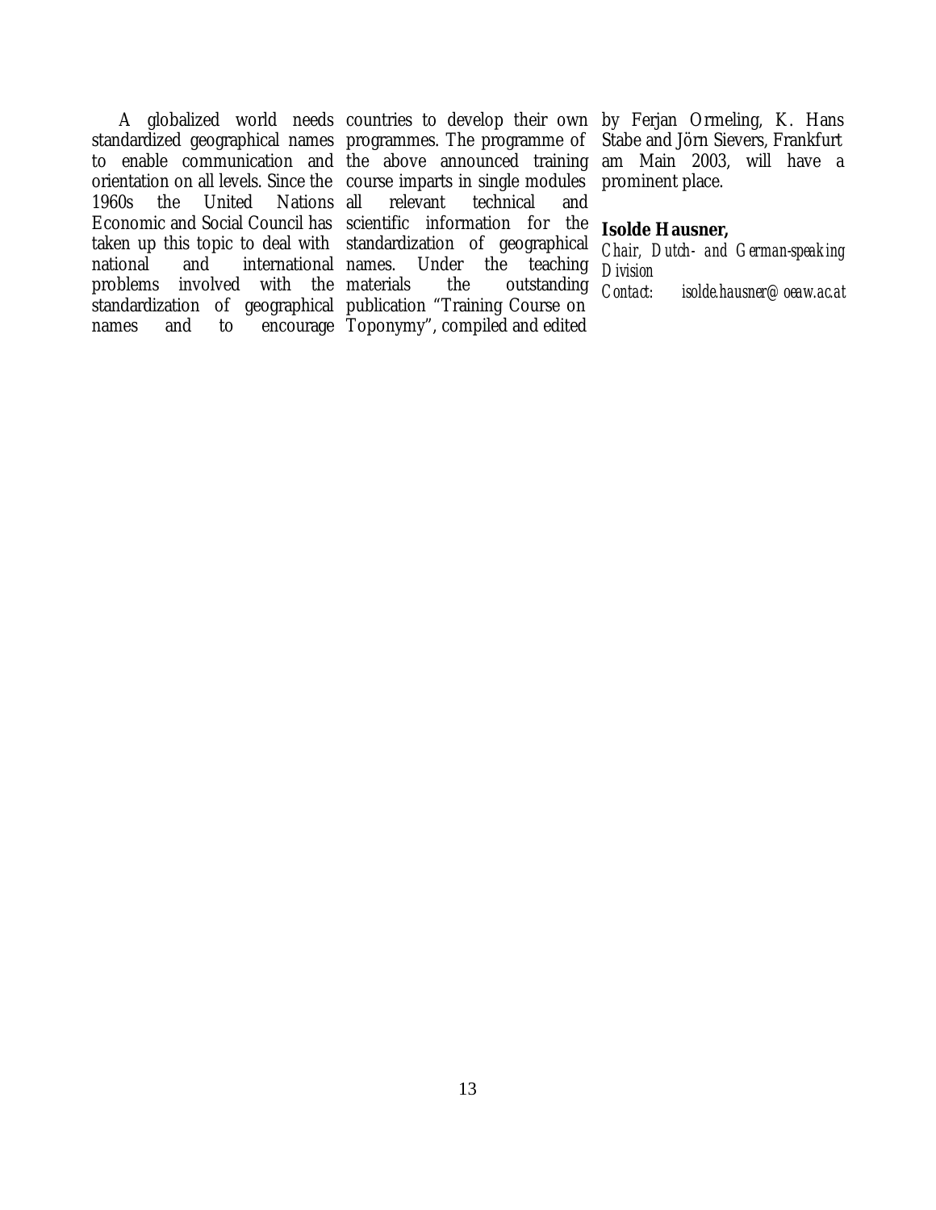A globalized world needs standardized geographical names to enable communication and orientation on all levels. Since the 1960s the United Nations Economic and Social Council has taken up this topic to deal with national and international problems involved with the standardization of geographical names and to encourage countries to develop their own programmes. The programme of the above announced training course imparts in single modules all relevant technical and scientific information for the standardization of geographical names. Under the teaching materials the outstanding publication "Training Course on Toponymy", compiled and edited by Ferjan Ormeling, K. Hans Stabe and Jörn Sievers, Frankfurt am Main 2003, will have a prominent place.

**Isolde Hausner,**
*Chair, Dutch- and German-speaking Division*
*Contact: isolde.hausner@oeaw.ac.at*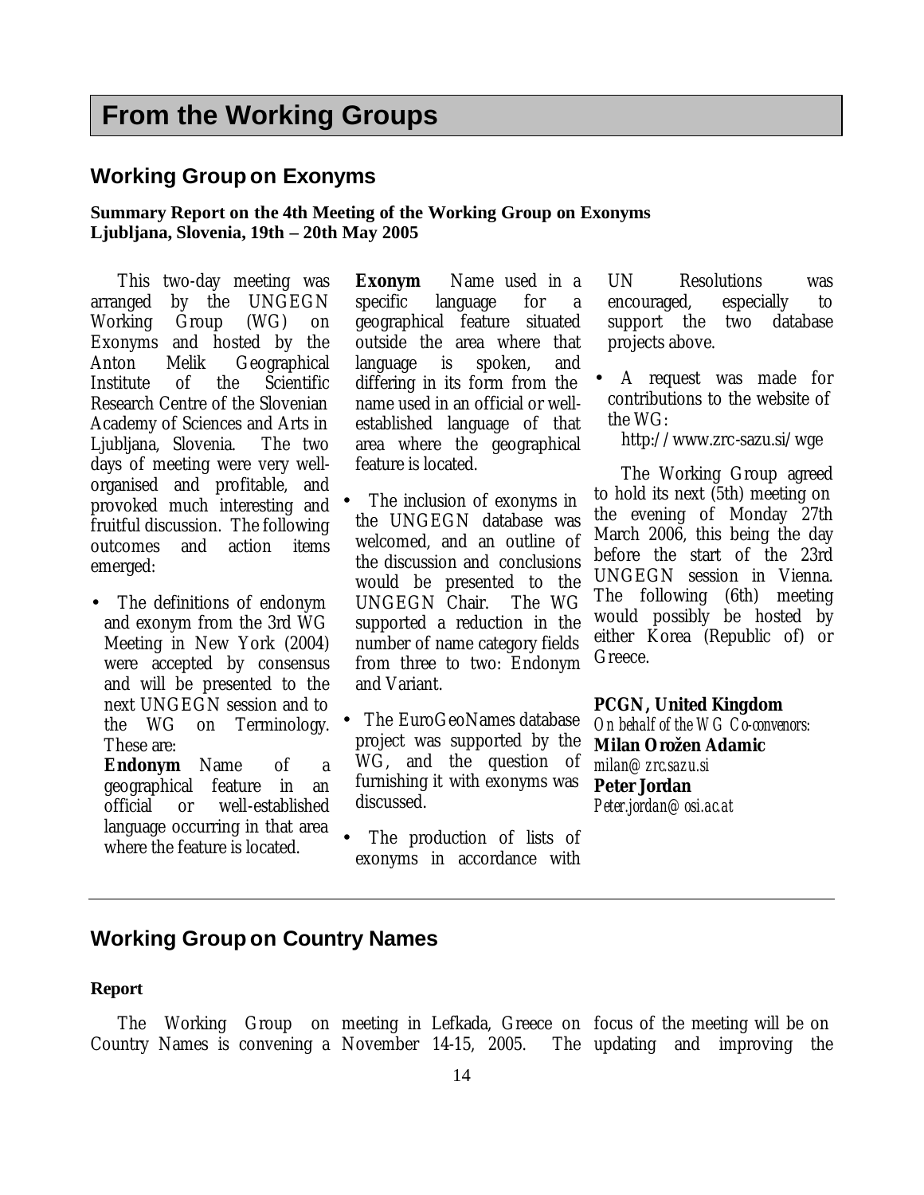# From the Working Groups

## Working Group on Exonyms

**Summary Report on the 4th Meeting of the Working Group on Exonyms**
**Ljubljana, Slovenia, 19th – 20th May 2005**

This two-day meeting was arranged by the UNGEGN Working Group (WG) on Exonyms and hosted by the Anton Melik Geographical Institute of the Scientific Research Centre of the Slovenian Academy of Sciences and Arts in Ljubljana, Slovenia. The two days of meeting were very well-organised and profitable, and provoked much interesting and fruitful discussion. The following outcomes and action items emerged:

- The definitions of endonym and exonym from the 3rd WG Meeting in New York (2004) were accepted by consensus and will be presented to the next UNGEGN session and to the WG on Terminology. These are:
  **Endonym** Name of a geographical feature in an official or well-established language occurring in that area where the feature is located.
  **Exonym** Name used in a specific language for a geographical feature situated outside the area where that language is spoken, and differing in its form from the name used in an official or well-established language of that area where the geographical feature is located.
- The inclusion of exonyms in the UNGEGN database was welcomed, and an outline of the discussion and conclusions would be presented to the UNGEGN Chair. The WG supported a reduction in the number of name category fields from three to two: Endonym and Variant.
- The EuroGeoNames database project was supported by the WG, and the question of furnishing it with exonyms was discussed.
- The production of lists of exonyms in accordance with UN Resolutions was encouraged, especially to support the two database projects above.
- A request was made for contributions to the website of the WG:
  http://www.zrc-sazu.si/wge

The Working Group agreed to hold its next (5th) meeting on the evening of Monday 27th March 2006, this being the day before the start of the 23rd UNGEGN session in Vienna. The following (6th) meeting would possibly be hosted by either Korea (Republic of) or Greece.

**PCGN, United Kingdom**
*On behalf of the WG Co-convenors:*
**Milan Orožen Adamic**
*milan@zrc.sazu.si*
**Peter Jordan**
*Peter.jordan@osi.ac.at*

---

## Working Group on Country Names

**Report**

The Working Group on Country Names is convening a meeting in Lefkada, Greece on November 14-15, 2005. The focus of the meeting will be on updating and improving the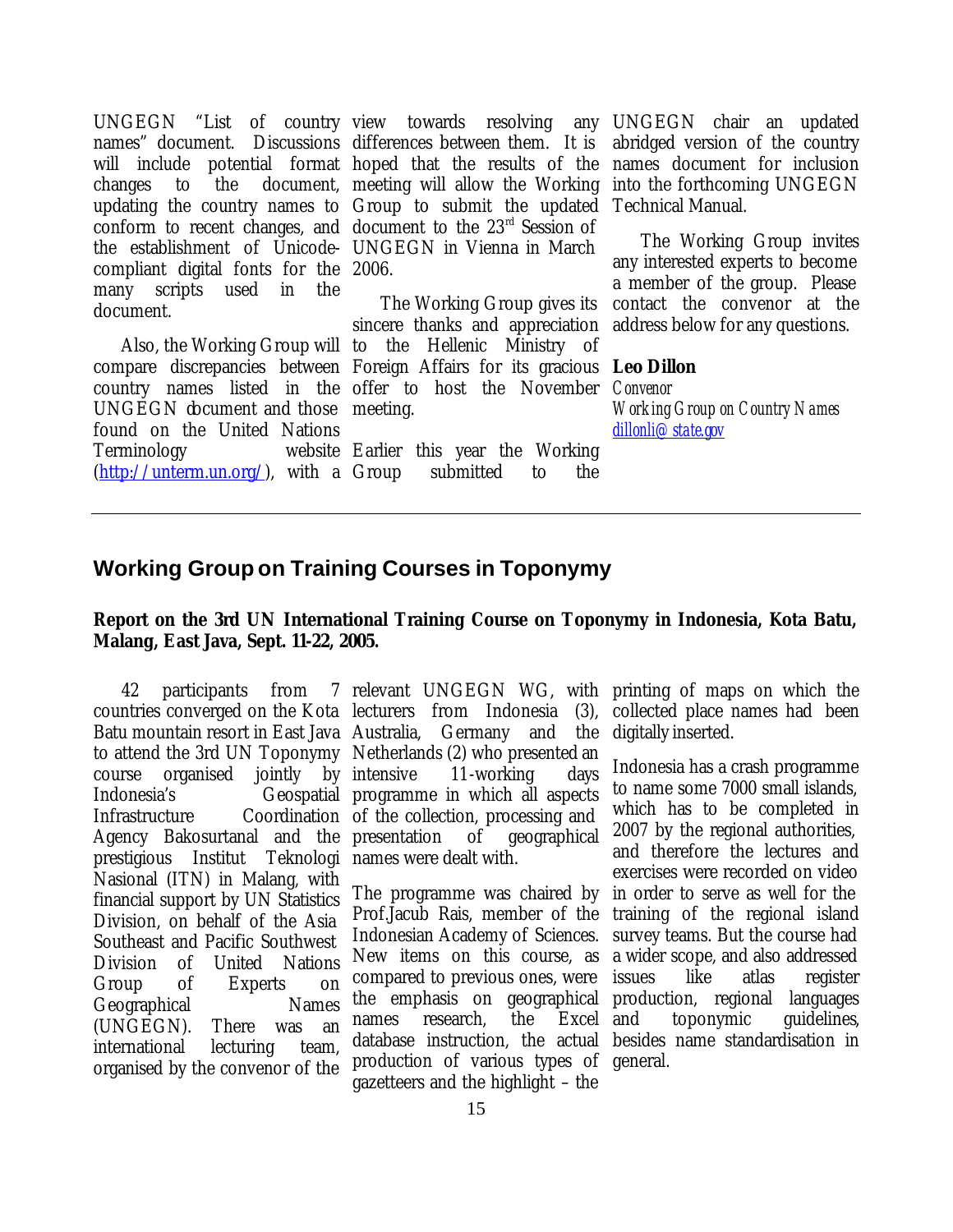UNGEGN "List of country names" document. Discussions will include potential format changes to the document, updating the country names to conform to recent changes, and the establishment of Unicode-compliant digital fonts for the many scripts used in the document.

Also, the Working Group will compare discrepancies between country names listed in the UNGEGN document and those found on the United Nations Terminology website (http://unterm.un.org/), with a view towards resolving any differences between them. It is hoped that the results of the meeting will allow the Working Group to submit the updated document to the 23rd Session of UNGEGN in Vienna in March 2006.

The Working Group gives its sincere thanks and appreciation to the Hellenic Ministry of Foreign Affairs for its gracious offer to host the November meeting.

Earlier this year the Working Group submitted to the UNGEGN chair an updated abridged version of the country names document for inclusion into the forthcoming UNGEGN Technical Manual.

The Working Group invites any interested experts to become a member of the group. Please contact the convenor at the address below for any questions.

**Leo Dillon**
*Convenor*
*Working Group on Country Names*
dillonli@state.gov

---

## Working Group on Training Courses in Toponymy

**Report on the 3rd UN International Training Course on Toponymy in Indonesia, Kota Batu, Malang, East Java, Sept. 11-22, 2005.**

42 participants from 7 countries converged on the Kota Batu mountain resort in East Java to attend the 3rd UN Toponymy course organised jointly by Indonesia's Geospatial Infrastructure Coordination Agency Bakosurtanal and the prestigious Institut Teknologi Nasional (ITN) in Malang, with financial support by UN Statistics Division, on behalf of the Asia Southeast and Pacific Southwest Division of United Nations Group of Experts on Geographical Names (UNGEGN). There was an international lecturing team, organised by the convenor of the relevant UNGEGN WG, with lecturers from Indonesia (3), Australia, Germany and the Netherlands (2) who presented an intensive 11-working days programme in which all aspects of the collection, processing and presentation of geographical names were dealt with.

The programme was chaired by Prof.Jacub Rais, member of the Indonesian Academy of Sciences. New items on this course, as compared to previous ones, were the emphasis on geographical names research, the Excel database instruction, the actual production of various types of gazetteers and the highlight – the printing of maps on which the collected place names had been digitally inserted.

Indonesia has a crash programme to name some 7000 small islands, which has to be completed in 2007 by the regional authorities, and therefore the lectures and exercises were recorded on video in order to serve as well for the training of the regional island survey teams. But the course had a wider scope, and also addressed issues like atlas register production, regional languages and toponymic guidelines, besides name standardisation in general.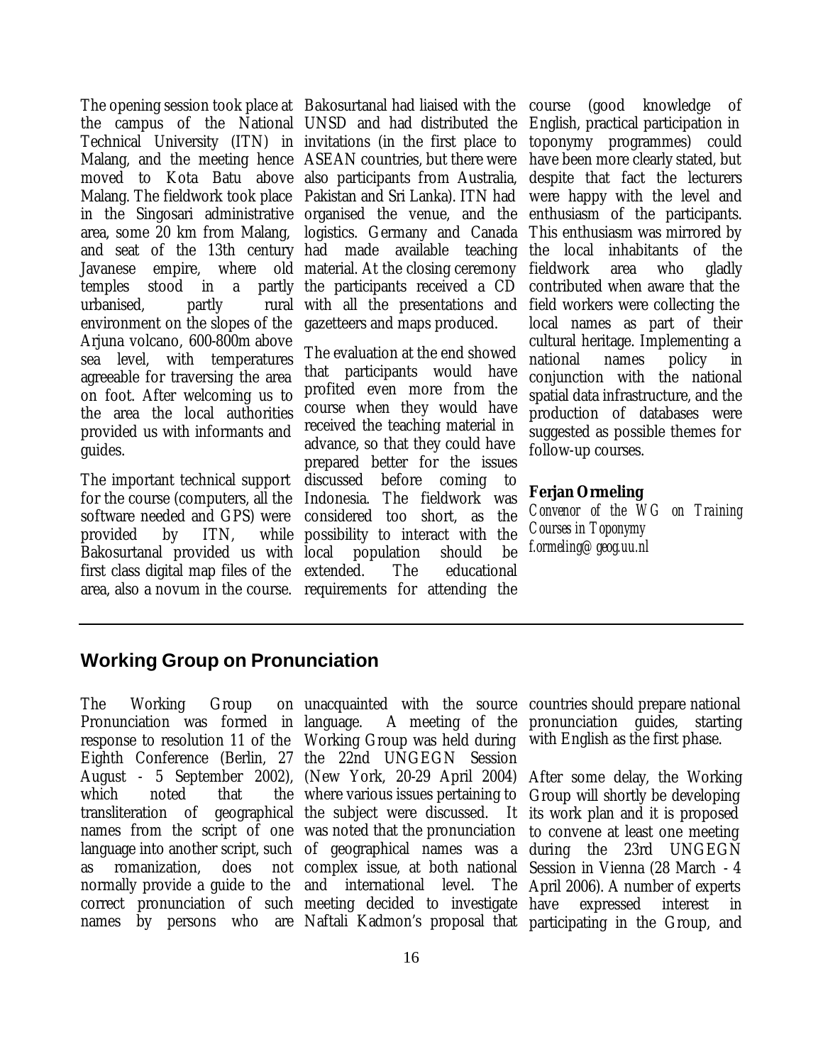The opening session took place at the campus of the National Technical University (ITN) in Malang, and the meeting hence moved to Kota Batu above Malang. The fieldwork took place in the Singosari administrative area, some 20 km from Malang, and seat of the 13th century Javanese empire, where old temples stood in a partly urbanised, partly rural environment on the slopes of the Arjuna volcano, 600-800m above sea level, with temperatures agreeable for traversing the area on foot. After welcoming us to the area the local authorities provided us with informants and guides.

The important technical support for the course (computers, all the software needed and GPS) were provided by ITN, while Bakosurtanal provided us with first class digital map files of the area, also a novum in the course. Bakosurtanal had liaised with the UNSD and had distributed the invitations (in the first place to ASEAN countries, but there were also participants from Australia, Pakistan and Sri Lanka). ITN had organised the venue, and the logistics. Germany and Canada had made available teaching material. At the closing ceremony the participants received a CD with all the presentations and gazetteers and maps produced.

The evaluation at the end showed that participants would have profited even more from the course when they would have received the teaching material in advance, so that they could have prepared better for the issues discussed before coming to Indonesia. The fieldwork was considered too short, as the possibility to interact with the local population should be extended. The educational requirements for attending the course (good knowledge of English, practical participation in toponymy programmes) could have been more clearly stated, but despite that fact the lecturers were happy with the level and enthusiasm of the participants. This enthusiasm was mirrored by the local inhabitants of the fieldwork area who gladly contributed when aware that the field workers were collecting the local names as part of their cultural heritage. Implementing a national names policy in conjunction with the national spatial data infrastructure, and the production of databases were suggested as possible themes for follow-up courses.

**Ferjan Ormeling**
*Convenor of the WG on Training Courses in Toponymy*
*f.ormeling@geog.uu.nl*

---

## Working Group on Pronunciation

The Working Group on Pronunciation was formed in response to resolution 11 of the Eighth Conference (Berlin, 27 August - 5 September 2002), which noted that the transliteration of geographical names from the script of one language into another script, such as romanization, does not normally provide a guide to the correct pronunciation of such names by persons who are unacquainted with the source language. A meeting of the Working Group was held during the 22nd UNGEGN Session (New York, 20-29 April 2004) where various issues pertaining to the subject were discussed. It was noted that the pronunciation of geographical names was a complex issue, at both national and international level. The meeting decided to investigate Naftali Kadmon's proposal that countries should prepare national pronunciation guides, starting with English as the first phase.

After some delay, the Working Group will shortly be developing its work plan and it is proposed to convene at least one meeting during the 23rd UNGEGN Session in Vienna (28 March - 4 April 2006). A number of experts have expressed interest in participating in the Group, and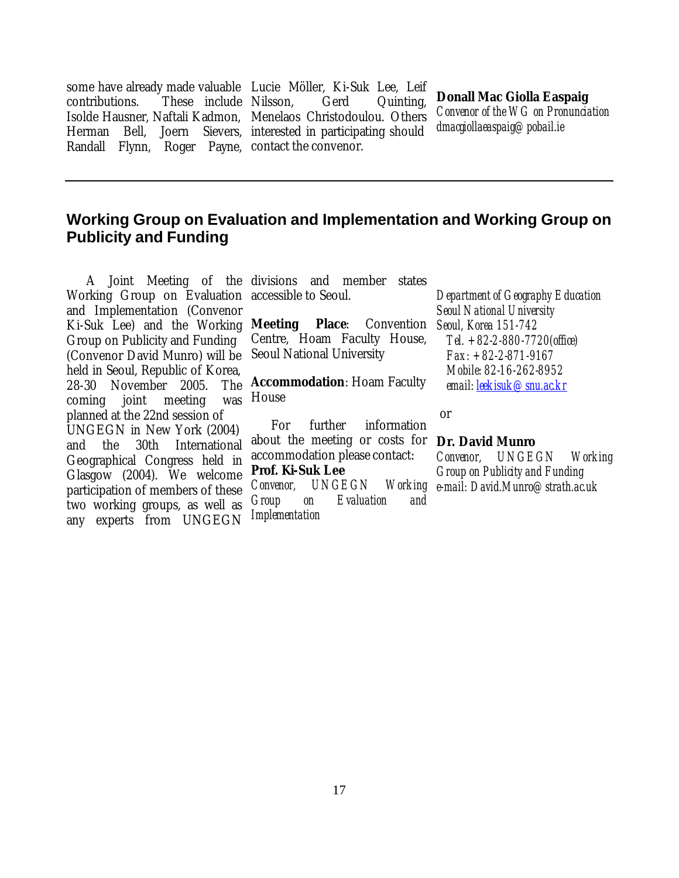some have already made valuable contributions. These include Isolde Hausner, Naftali Kadmon, Herman Bell, Joern Sievers, Randall Flynn, Roger Payne, Lucie Möller, Ki-Suk Lee, Leif Nilsson, Gerd Quinting, Menelaos Christodoulou. Others interested in participating should contact the convenor.

**Donall Mac Giolla Easpaig**
*Convenor of the WG on Pronunciation*
*dmacgiollaeaspaig@pobail.ie*

---

## Working Group on Evaluation and Implementation and Working Group on Publicity and Funding

A Joint Meeting of the Working Group on Evaluation and Implementation (Convenor Ki-Suk Lee) and the Working Group on Publicity and Funding (Convenor David Munro) will be held in Seoul, Republic of Korea, 28-30 November 2005. The coming joint meeting was planned at the 22nd session of UNGEGN in New York (2004) and the 30th International Geographical Congress held in Glasgow (2004). We welcome participation of members of these two working groups, as well as any experts from UNGEGN divisions and member states accessible to Seoul.

**Meeting Place**: Convention Centre, Hoam Faculty House, Seoul National University

**Accommodation**: Hoam Faculty House

For further information about the meeting or costs for accommodation please contact:

**Prof. Ki-Suk Lee**
*Convenor, UNGEGN Working Group on Evaluation and Implementation*
*Department of Geography Education*
*Seoul National University*
*Seoul, Korea 151-742*
*Tel. +82-2-880-7720(office)*
*Fax: +82-2-871-9167*
*Mobile: 82-16-262-8952*
*email: leekisuk@snu.ac.kr*

or

**Dr. David Munro**
*Convenor, UNGEGN Working Group on Publicity and Funding*
*e-mail: David.Munro@strath.ac.uk*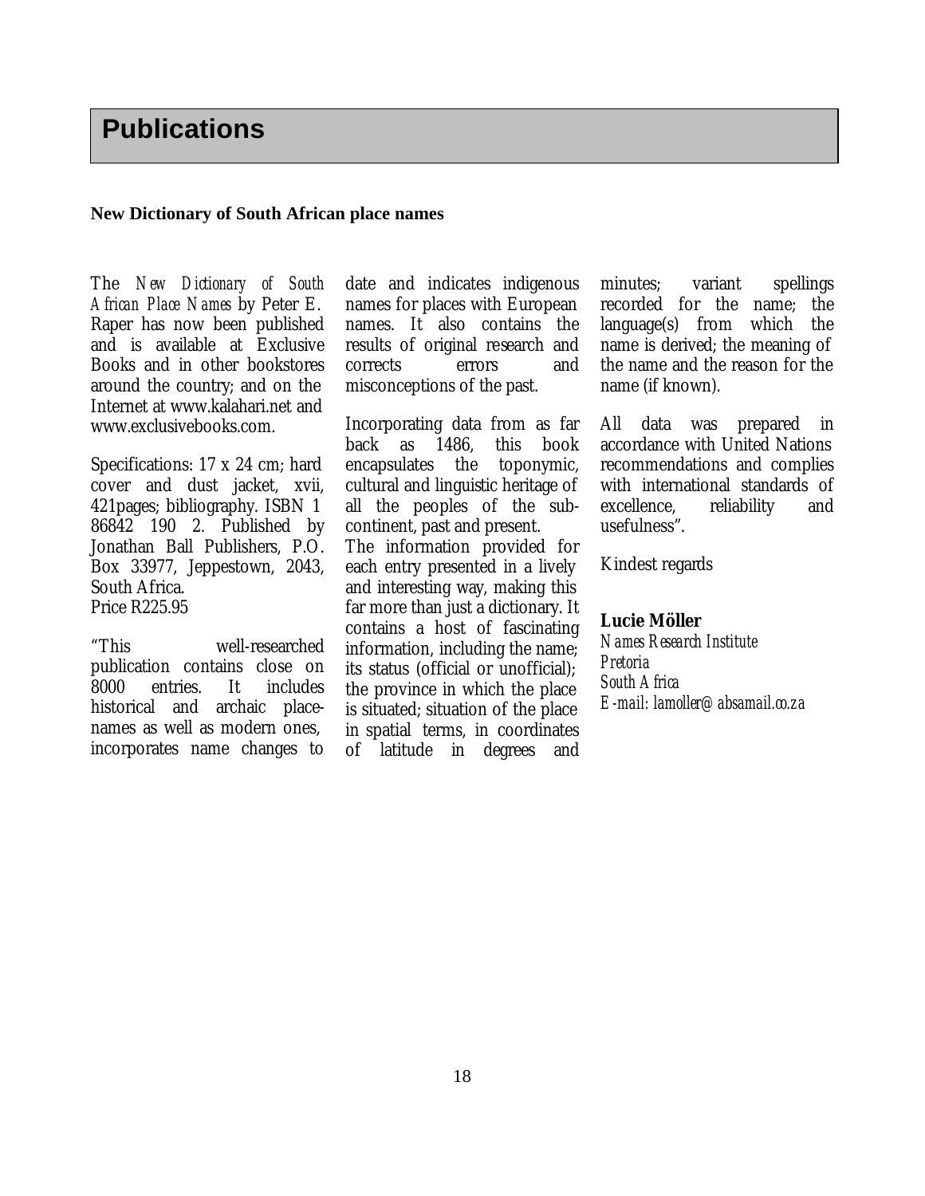# Publications

**New Dictionary of South African place names**

The *New Dictionary of South African Place Names* by Peter E. Raper has now been published and is available at Exclusive Books and in other bookstores around the country; and on the Internet at www.kalahari.net and www.exclusivebooks.com.

Specifications: 17 x 24 cm; hard cover and dust jacket, xvii, 421pages; bibliography. ISBN 1 86842 190 2. Published by Jonathan Ball Publishers, P.O. Box 33977, Jeppestown, 2043, South Africa.
Price R225.95

"This well-researched publication contains close on 8000 entries. It includes historical and archaic place-names as well as modern ones, incorporates name changes to date and indicates indigenous names for places with European names. It also contains the results of original research and corrects errors and misconceptions of the past.

Incorporating data from as far back as 1486, this book encapsulates the toponymic, cultural and linguistic heritage of all the peoples of the sub-continent, past and present.
The information provided for each entry presented in a lively and interesting way, making this far more than just a dictionary. It contains a host of fascinating information, including the name; its status (official or unofficial); the province in which the place is situated; situation of the place in spatial terms, in coordinates of latitude in degrees and minutes; variant spellings recorded for the name; the language(s) from which the name is derived; the meaning of the name and the reason for the name (if known).

All data was prepared in accordance with United Nations recommendations and complies with international standards of excellence, reliability and usefulness".

Kindest regards

**Lucie Möller**
*Names Research Institute*
*Pretoria*
*South Africa*
*E-mail: lamoller@absamail.co.za*